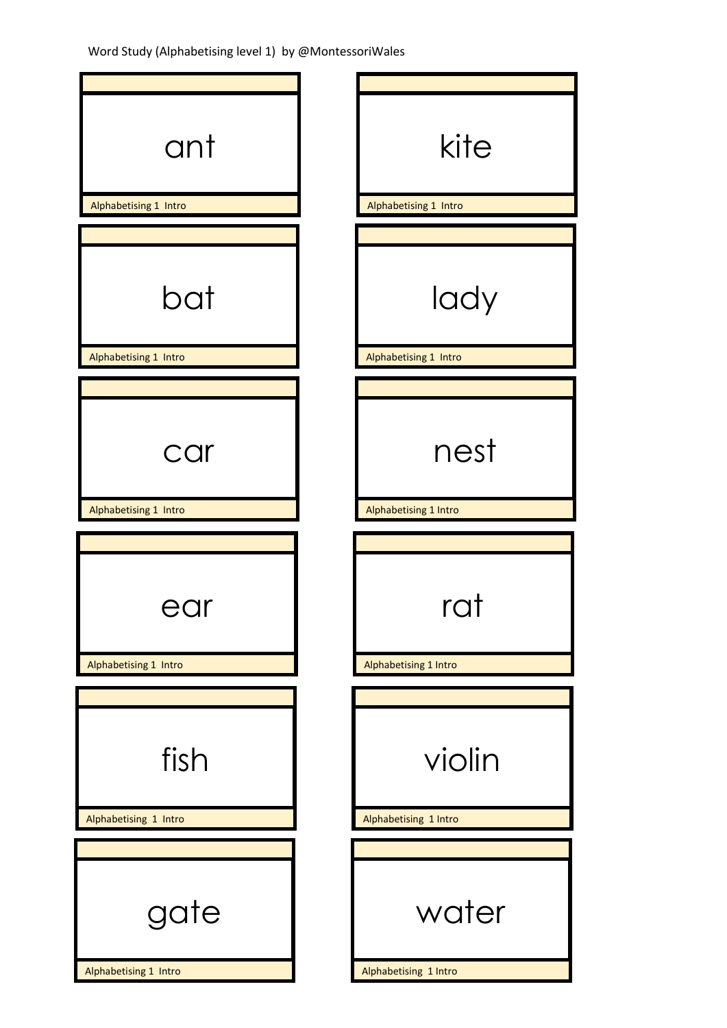Word Study (Alphabetising level 1) by @MontessoriWales

ant

Alphabetising 1 Intro

kite

Alphabetising 1 Intro

bat

Alphabetising 1 Intro

lady

Alphabetising 1 Intro

car

Alphabetising 1 Intro

nest

Alphabetising 1 Intro

ear

Alphabetising 1 Intro

rat

Alphabetising 1 Intro

fish

Alphabetising 1 Intro

violin

Alphabetising 1 Intro

gate

Alphabetising 1 Intro

water

Alphabetising 1 Intro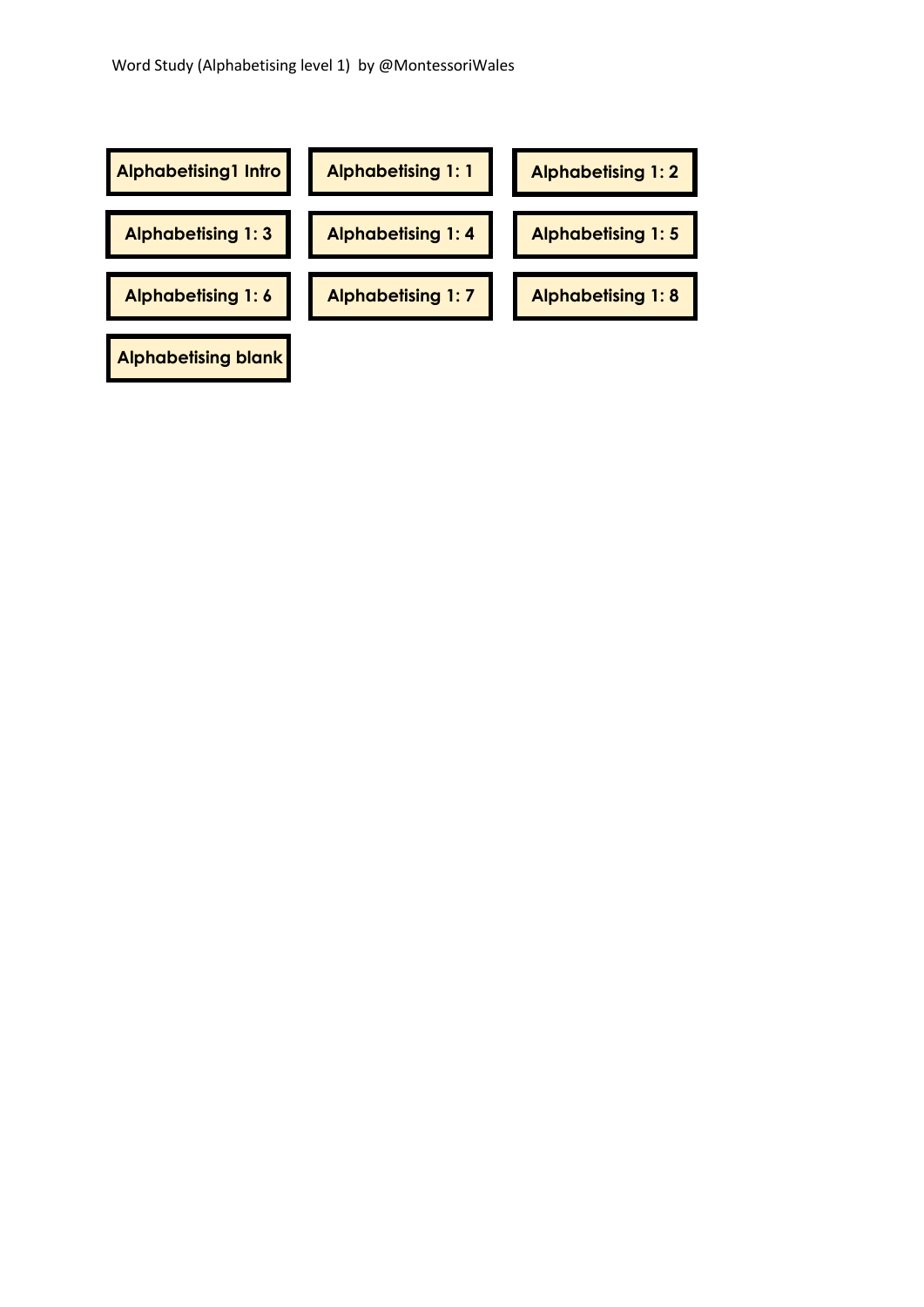Word Study (Alphabetising level 1) by @MontessoriWales

| | | |
|---|---|---|
| **Alphabetising1 Intro** | **Alphabetising 1: 1** | **Alphabetising 1: 2** |
| **Alphabetising 1: 3** | **Alphabetising 1: 4** | **Alphabetising 1: 5** |
| **Alphabetising 1: 6** | **Alphabetising 1: 7** | **Alphabetising 1: 8** |
| **Alphabetising blank** | | |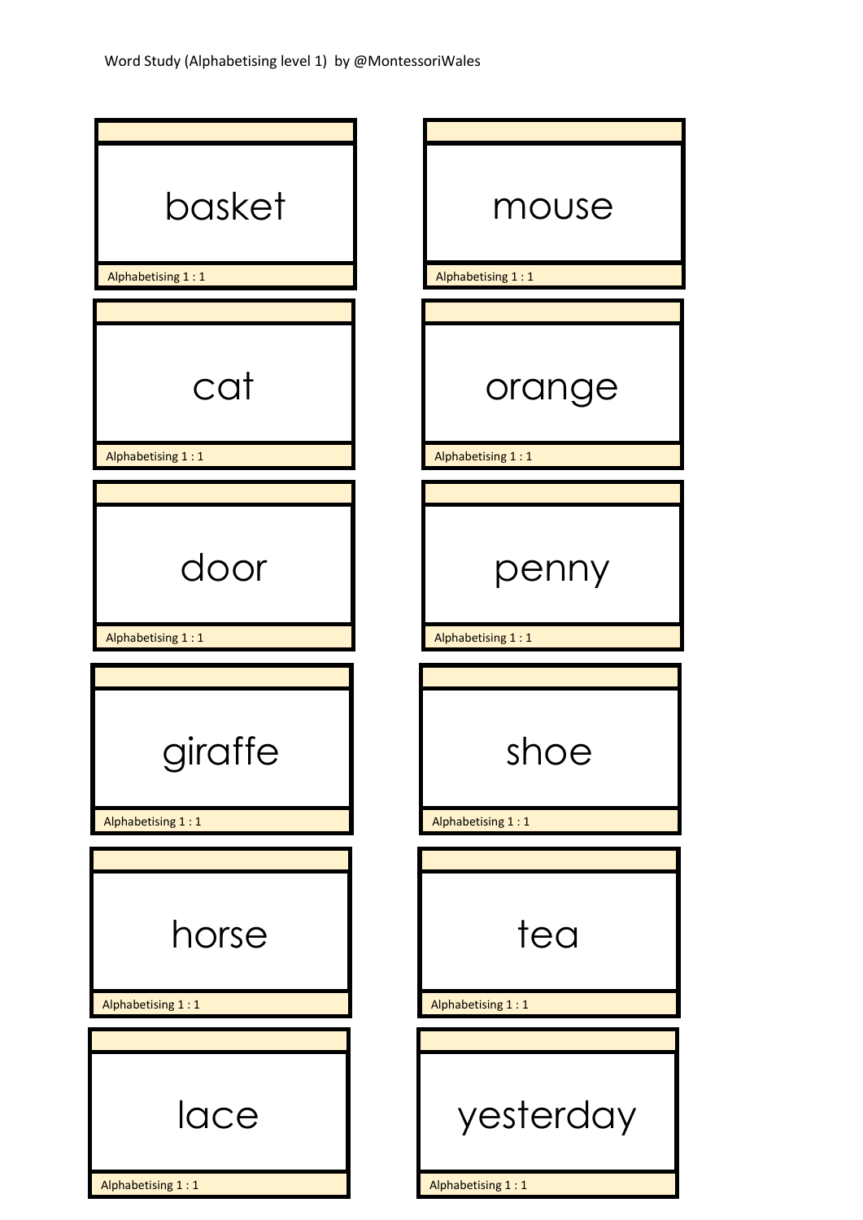Word Study (Alphabetising level 1) by @MontessoriWales

| | |
|---|---|
| basket<br>Alphabetising 1 : 1 | mouse<br>Alphabetising 1 : 1 |
| cat<br>Alphabetising 1 : 1 | orange<br>Alphabetising 1 : 1 |
| door<br>Alphabetising 1 : 1 | penny<br>Alphabetising 1 : 1 |
| giraffe<br>Alphabetising 1 : 1 | shoe<br>Alphabetising 1 : 1 |
| horse<br>Alphabetising 1 : 1 | tea<br>Alphabetising 1 : 1 |
| lace<br>Alphabetising 1 : 1 | yesterday<br>Alphabetising 1 : 1 |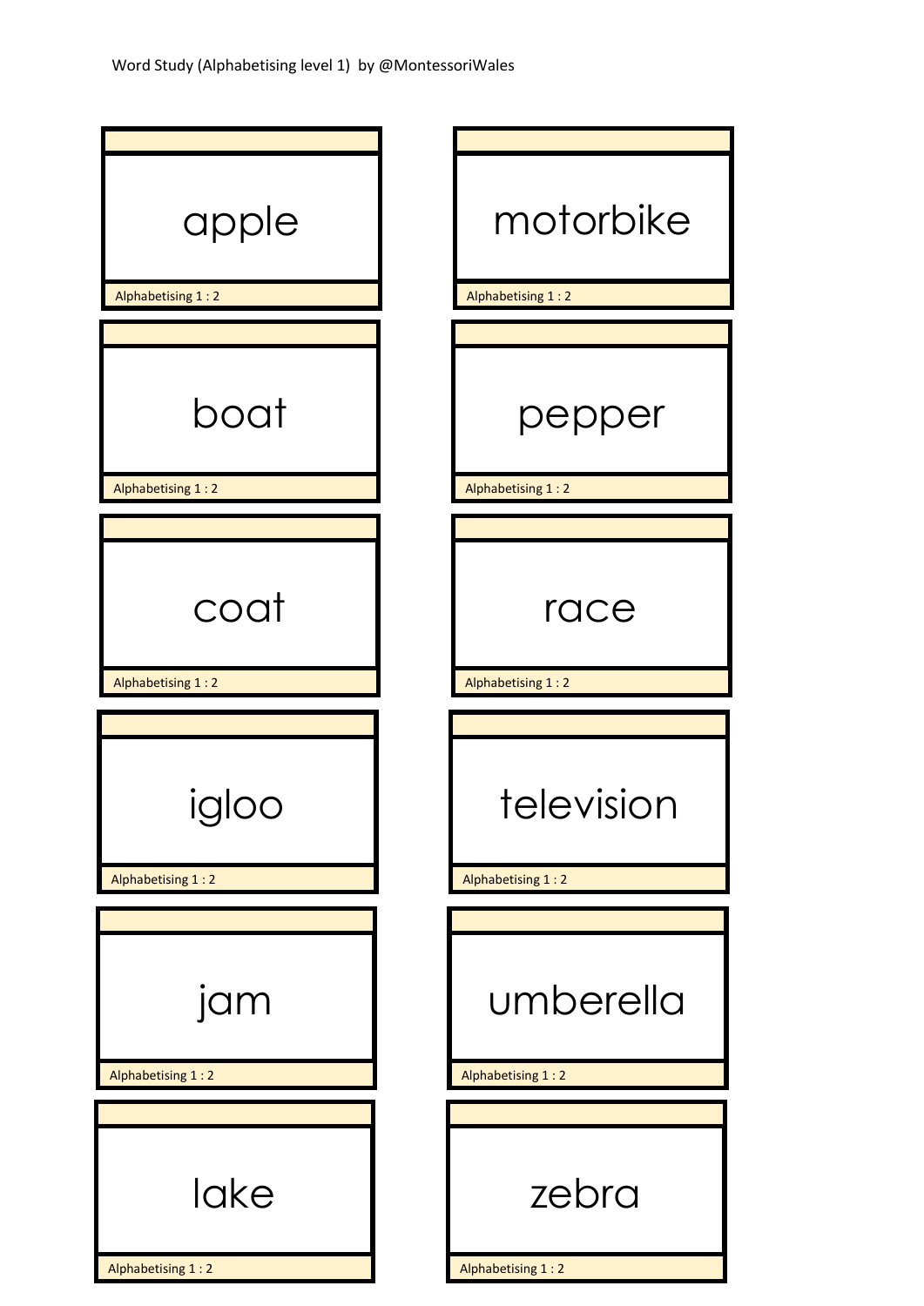Word Study (Alphabetising level 1) by @MontessoriWales

apple

Alphabetising 1 : 2

boat

Alphabetising 1 : 2

coat

Alphabetising 1 : 2

igloo

Alphabetising 1 : 2

jam

Alphabetising 1 : 2

lake

Alphabetising 1 : 2

motorbike

Alphabetising 1 : 2

pepper

Alphabetising 1 : 2

race

Alphabetising 1 : 2

television

Alphabetising 1 : 2

umberella

Alphabetising 1 : 2

zebra

Alphabetising 1 : 2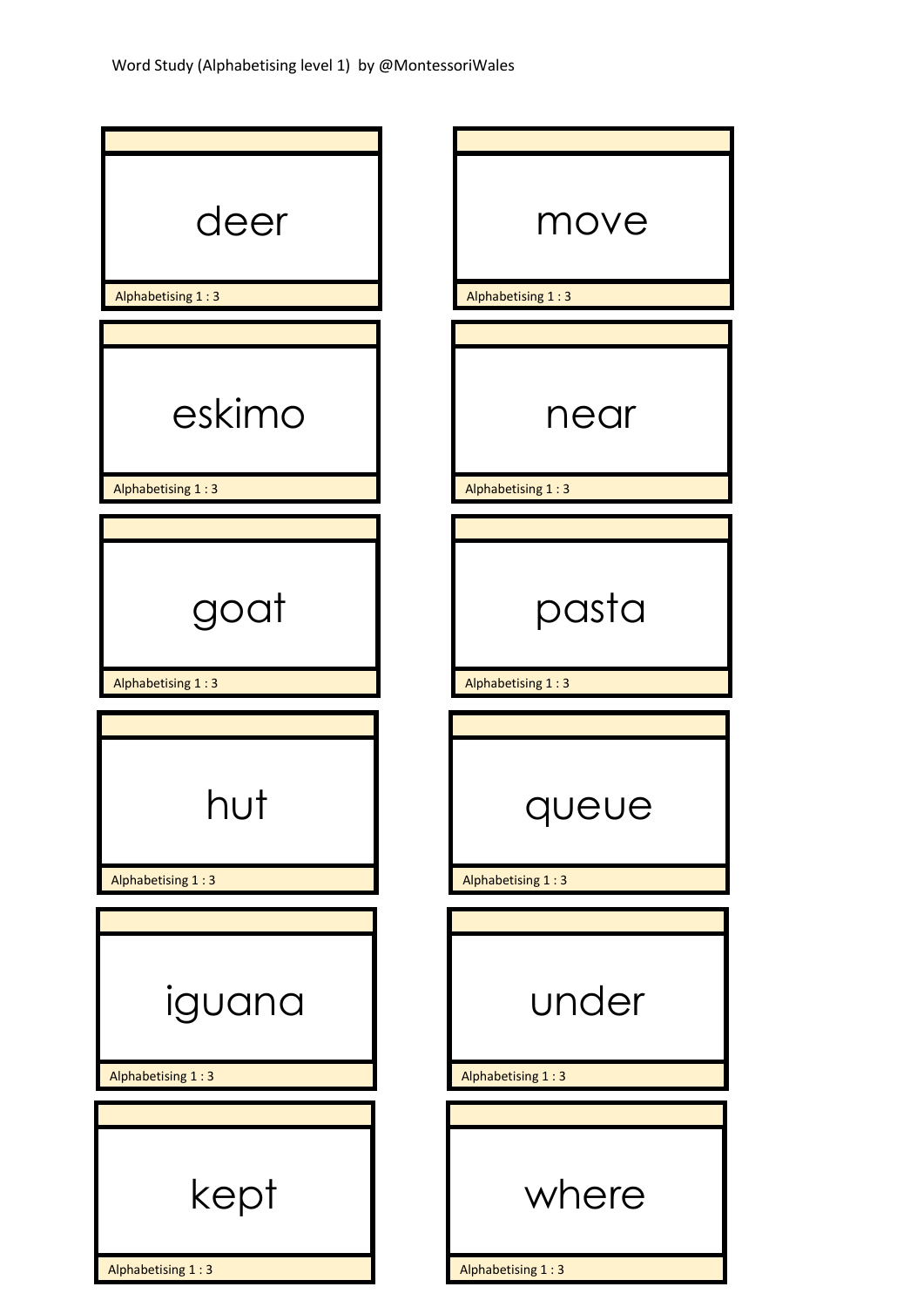Word Study (Alphabetising level 1) by @MontessoriWales

deer

Alphabetising 1 : 3

move

Alphabetising 1 : 3

eskimo

Alphabetising 1 : 3

near

Alphabetising 1 : 3

goat

Alphabetising 1 : 3

pasta

Alphabetising 1 : 3

hut

Alphabetising 1 : 3

queue

Alphabetising 1 : 3

iguana

Alphabetising 1 : 3

under

Alphabetising 1 : 3

kept

Alphabetising 1 : 3

where

Alphabetising 1 : 3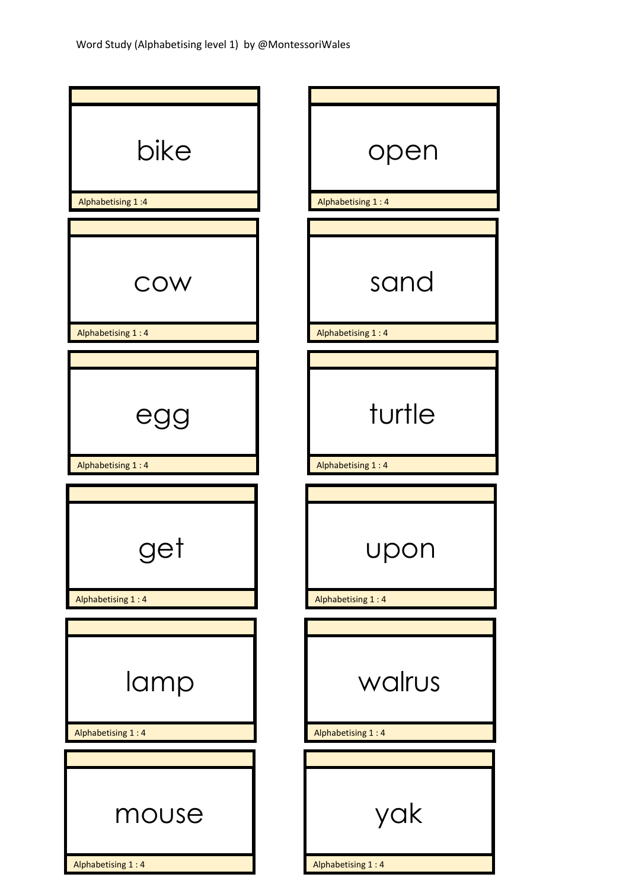Word Study (Alphabetising level 1) by @MontessoriWales

bike

Alphabetising 1 :4

open

Alphabetising 1 : 4

cow

Alphabetising 1 : 4

sand

Alphabetising 1 : 4

egg

Alphabetising 1 : 4

turtle

Alphabetising 1 : 4

get

Alphabetising 1 : 4

upon

Alphabetising 1 : 4

lamp

Alphabetising 1 : 4

walrus

Alphabetising 1 : 4

mouse

Alphabetising 1 : 4

yak

Alphabetising 1 : 4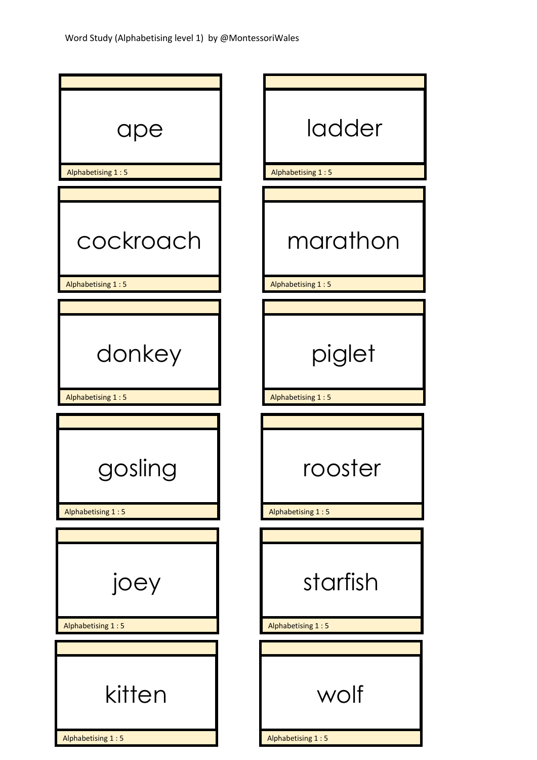Word Study (Alphabetising level 1) by @MontessoriWales

ape

Alphabetising 1 : 5

ladder

Alphabetising 1 : 5

cockroach

Alphabetising 1 : 5

marathon

Alphabetising 1 : 5

donkey

Alphabetising 1 : 5

piglet

Alphabetising 1 : 5

gosling

Alphabetising 1 : 5

rooster

Alphabetising 1 : 5

joey

Alphabetising 1 : 5

starfish

Alphabetising 1 : 5

kitten

Alphabetising 1 : 5

wolf

Alphabetising 1 : 5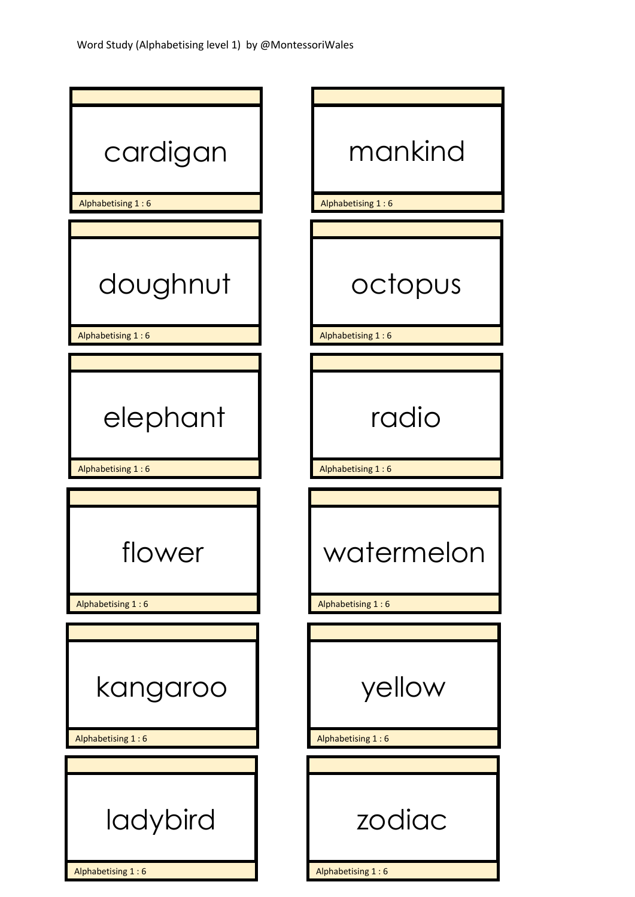Word Study (Alphabetising level 1) by @MontessoriWales

cardigan

Alphabetising 1 : 6

doughnut

Alphabetising 1 : 6

elephant

Alphabetising 1 : 6

flower

Alphabetising 1 : 6

kangaroo

Alphabetising 1 : 6

ladybird

Alphabetising 1 : 6

mankind

Alphabetising 1 : 6

octopus

Alphabetising 1 : 6

radio

Alphabetising 1 : 6

watermelon

Alphabetising 1 : 6

yellow

Alphabetising 1 : 6

zodiac

Alphabetising 1 : 6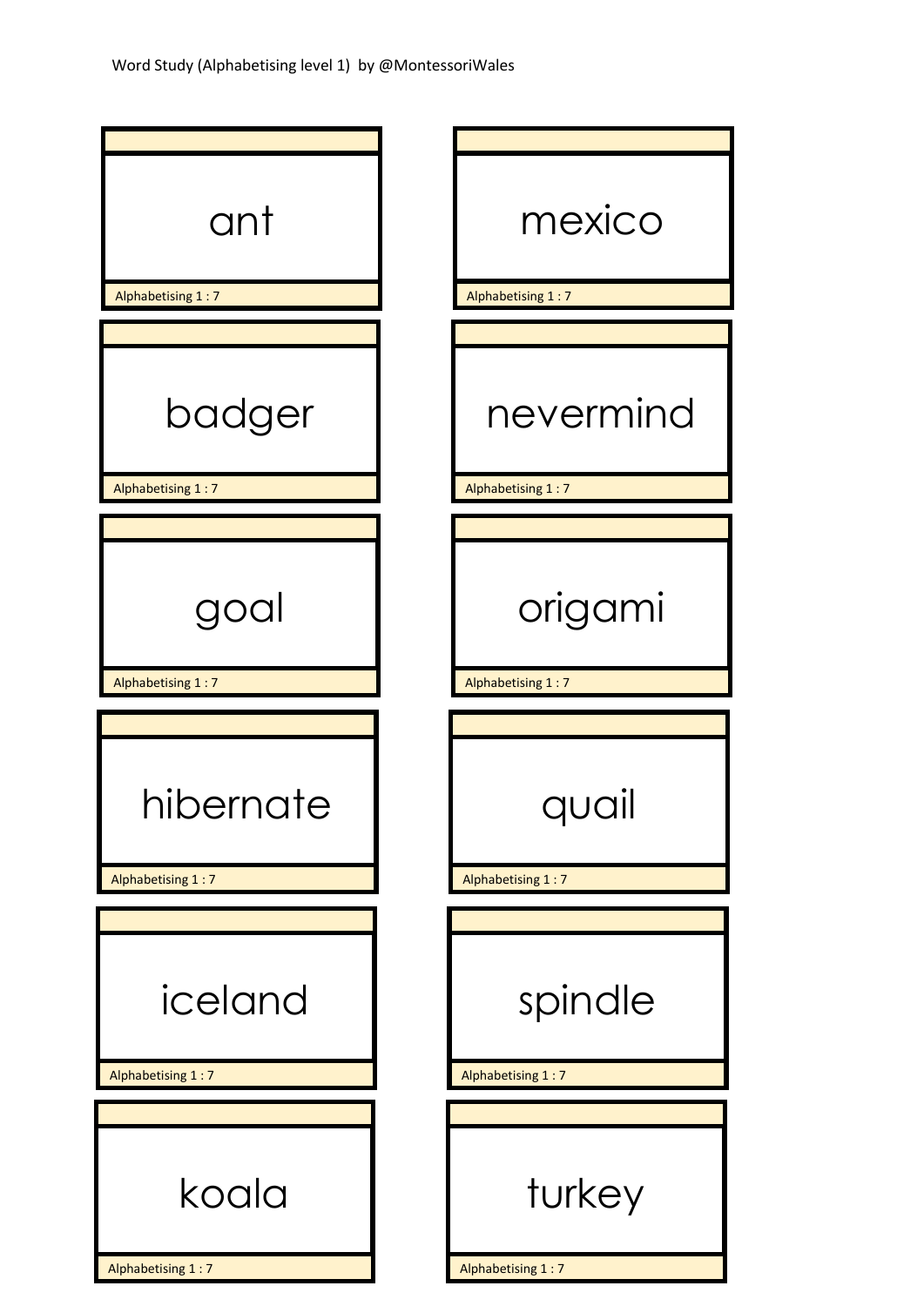Word Study (Alphabetising level 1) by @MontessoriWales

ant

Alphabetising 1 : 7

badger

Alphabetising 1 : 7

goal

Alphabetising 1 : 7

hibernate

Alphabetising 1 : 7

iceland

Alphabetising 1 : 7

koala

Alphabetising 1 : 7

mexico

Alphabetising 1 : 7

nevermind

Alphabetising 1 : 7

origami

Alphabetising 1 : 7

quail

Alphabetising 1 : 7

spindle

Alphabetising 1 : 7

turkey

Alphabetising 1 : 7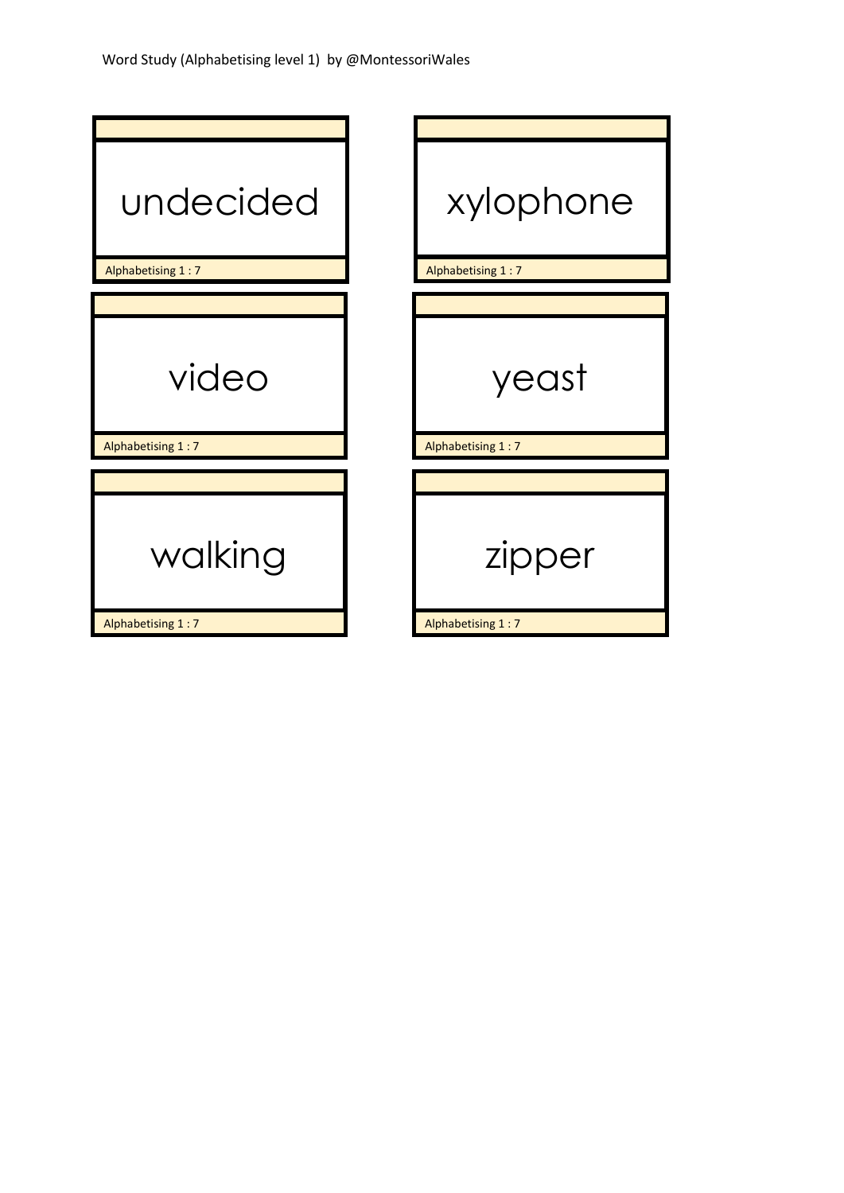Word Study (Alphabetising level 1) by @MontessoriWales

| | |
|---|---|
| undecided | xylophone |
| Alphabetising 1 : 7 | Alphabetising 1 : 7 |
| video | yeast |
| Alphabetising 1 : 7 | Alphabetising 1 : 7 |
| walking | zipper |
| Alphabetising 1 : 7 | Alphabetising 1 : 7 |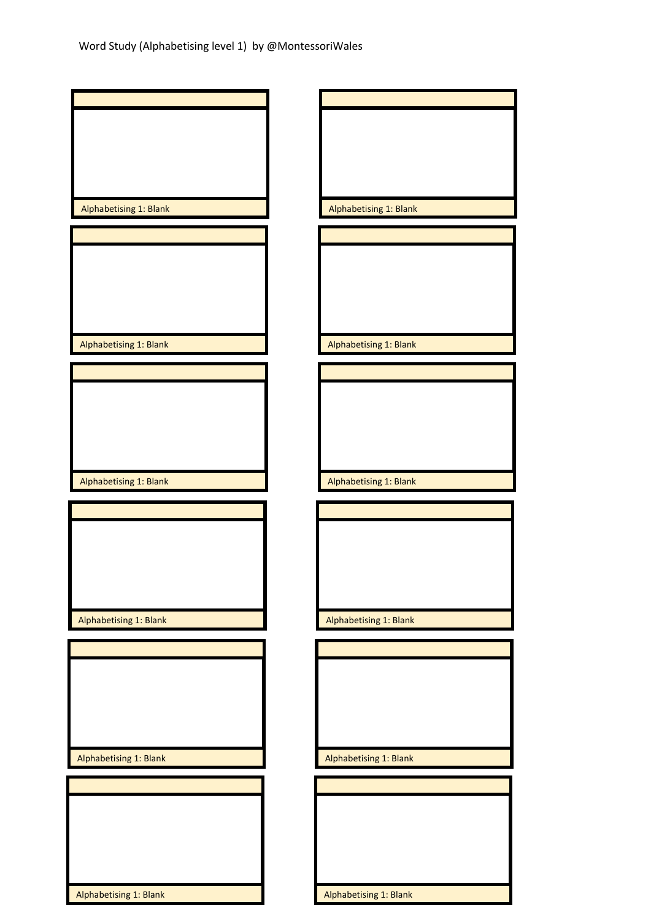Word Study (Alphabetising level 1) by @MontessoriWales

Alphabetising 1: Blank

Alphabetising 1: Blank

Alphabetising 1: Blank

Alphabetising 1: Blank

Alphabetising 1: Blank

Alphabetising 1: Blank

Alphabetising 1: Blank

Alphabetising 1: Blank

Alphabetising 1: Blank

Alphabetising 1: Blank

Alphabetising 1: Blank

Alphabetising 1: Blank